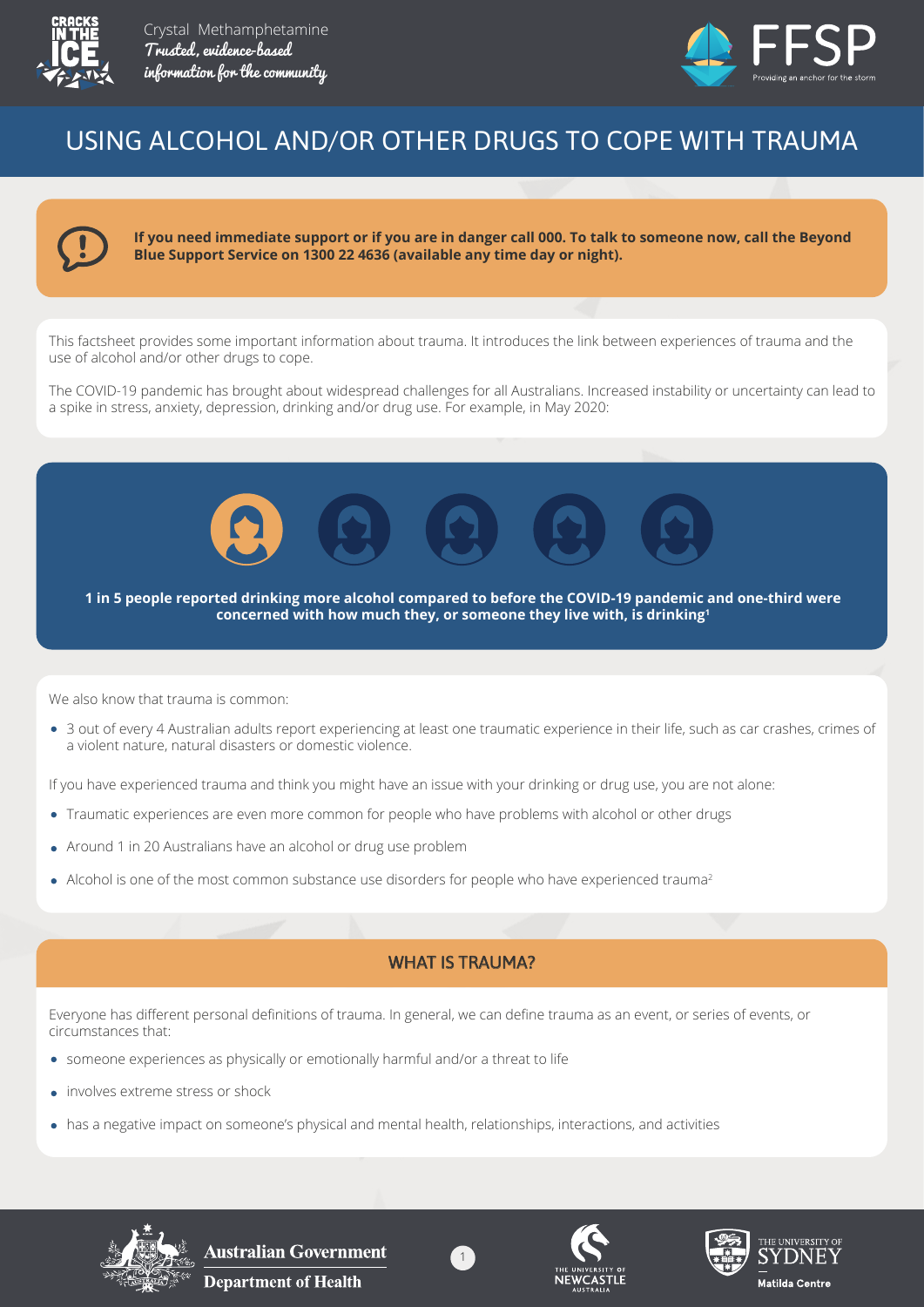Crystal Methamphetamine
*Trusted, evidence-based information for the community*

# USING ALCOHOL AND/OR OTHER DRUGS TO COPE WITH TRAUMA

**If you need immediate support or if you are in danger call 000. To talk to someone now, call the Beyond Blue Support Service on 1300 22 4636 (available any time day or night).**

This factsheet provides some important information about trauma. It introduces the link between experiences of trauma and the use of alcohol and/or other drugs to cope.

The COVID-19 pandemic has brought about widespread challenges for all Australians. Increased instability or uncertainty can lead to a spike in stress, anxiety, depression, drinking and/or drug use. For example, in May 2020:

**1 in 5 people reported drinking more alcohol compared to before the COVID-19 pandemic and one-third were concerned with how much they, or someone they live with, is drinking[1]**

We also know that trauma is common:

- 3 out of every 4 Australian adults report experiencing at least one traumatic experience in their life, such as car crashes, crimes of a violent nature, natural disasters or domestic violence.

If you have experienced trauma and think you might have an issue with your drinking or drug use, you are not alone:

- Traumatic experiences are even more common for people who have problems with alcohol or other drugs
- Around 1 in 20 Australians have an alcohol or drug use problem
- Alcohol is one of the most common substance use disorders for people who have experienced trauma[2]

## WHAT IS TRAUMA?

Everyone has different personal definitions of trauma. In general, we can define trauma as an event, or series of events, or circumstances that:

- someone experiences as physically or emotionally harmful and/or a threat to life
- involves extreme stress or shock
- has a negative impact on someone's physical and mental health, relationships, interactions, and activities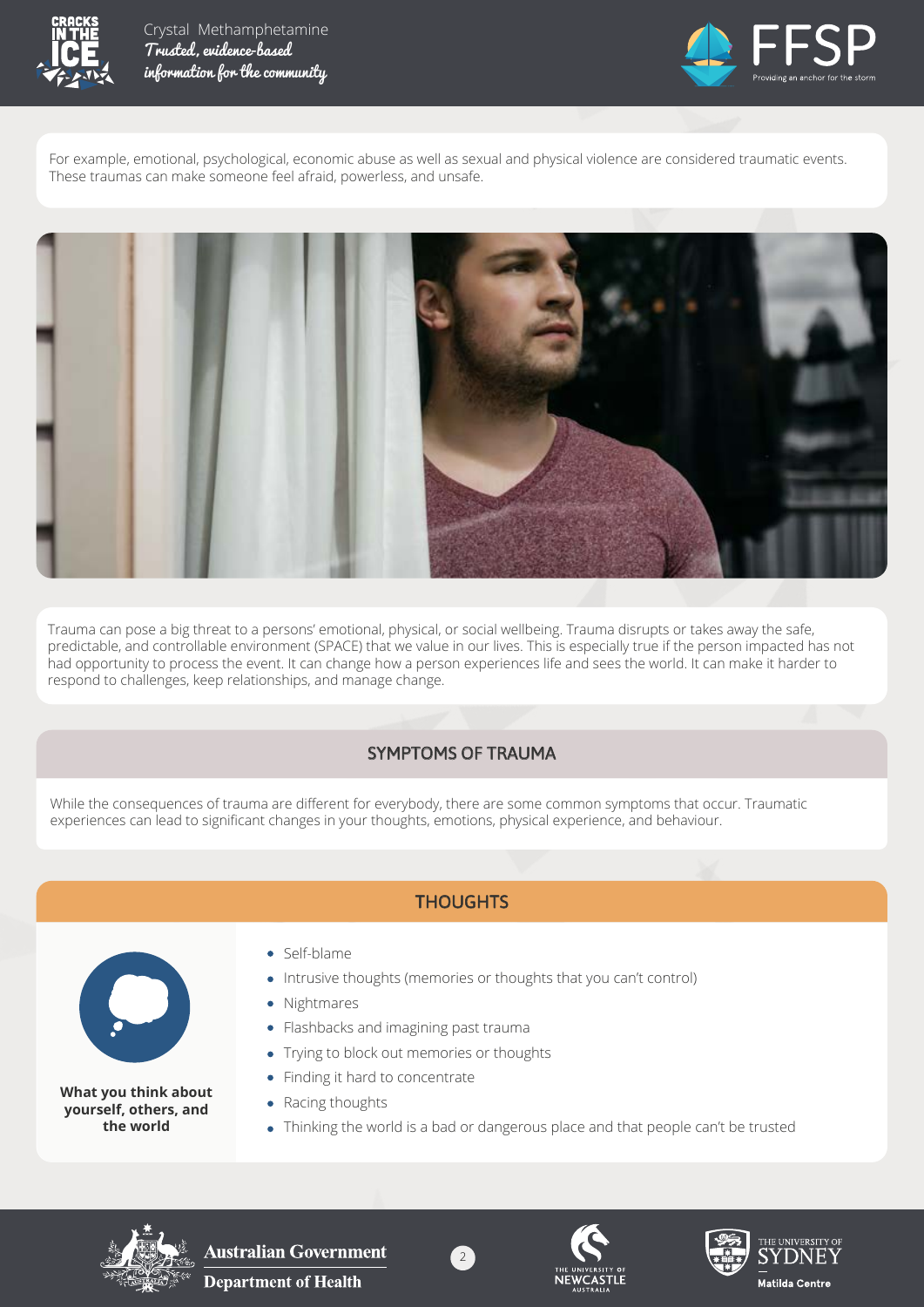For example, emotional, psychological, economic abuse as well as sexual and physical violence are considered traumatic events. These traumas can make someone feel afraid, powerless, and unsafe.

Trauma can pose a big threat to a persons' emotional, physical, or social wellbeing. Trauma disrupts or takes away the safe, predictable, and controllable environment (SPACE) that we value in our lives. This is especially true if the person impacted has not had opportunity to process the event. It can change how a person experiences life and sees the world. It can make it harder to respond to challenges, keep relationships, and manage change.

## SYMPTOMS OF TRAUMA

While the consequences of trauma are different for everybody, there are some common symptoms that occur. Traumatic experiences can lead to significant changes in your thoughts, emotions, physical experience, and behaviour.

### THOUGHTS

**What you think about yourself, others, and the world**

- Self-blame
- Intrusive thoughts (memories or thoughts that you can't control)
- Nightmares
- Flashbacks and imagining past trauma
- Trying to block out memories or thoughts
- Finding it hard to concentrate
- Racing thoughts
- Thinking the world is a bad or dangerous place and that people can't be trusted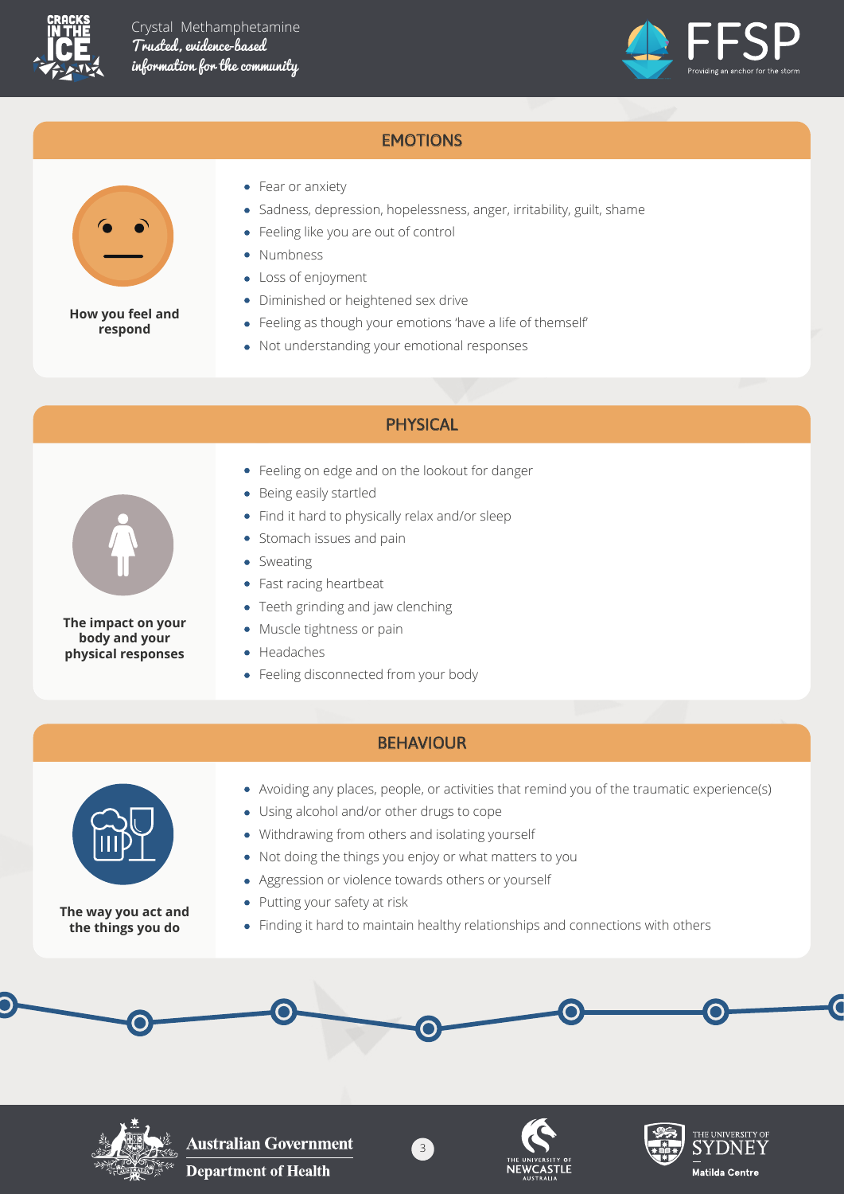## EMOTIONS

**How you feel and respond**

- Fear or anxiety
- Sadness, depression, hopelessness, anger, irritability, guilt, shame
- Feeling like you are out of control
- Numbness
- Loss of enjoyment
- Diminished or heightened sex drive
- Feeling as though your emotions 'have a life of themself'
- Not understanding your emotional responses

## PHYSICAL

**The impact on your body and your physical responses**

- Feeling on edge and on the lookout for danger
- Being easily startled
- Find it hard to physically relax and/or sleep
- Stomach issues and pain
- Sweating
- Fast racing heartbeat
- Teeth grinding and jaw clenching
- Muscle tightness or pain
- Headaches
- Feeling disconnected from your body

## BEHAVIOUR

**The way you act and the things you do**

- Avoiding any places, people, or activities that remind you of the traumatic experience(s)
- Using alcohol and/or other drugs to cope
- Withdrawing from others and isolating yourself
- Not doing the things you enjoy or what matters to you
- Aggression or violence towards others or yourself
- Putting your safety at risk
- Finding it hard to maintain healthy relationships and connections with others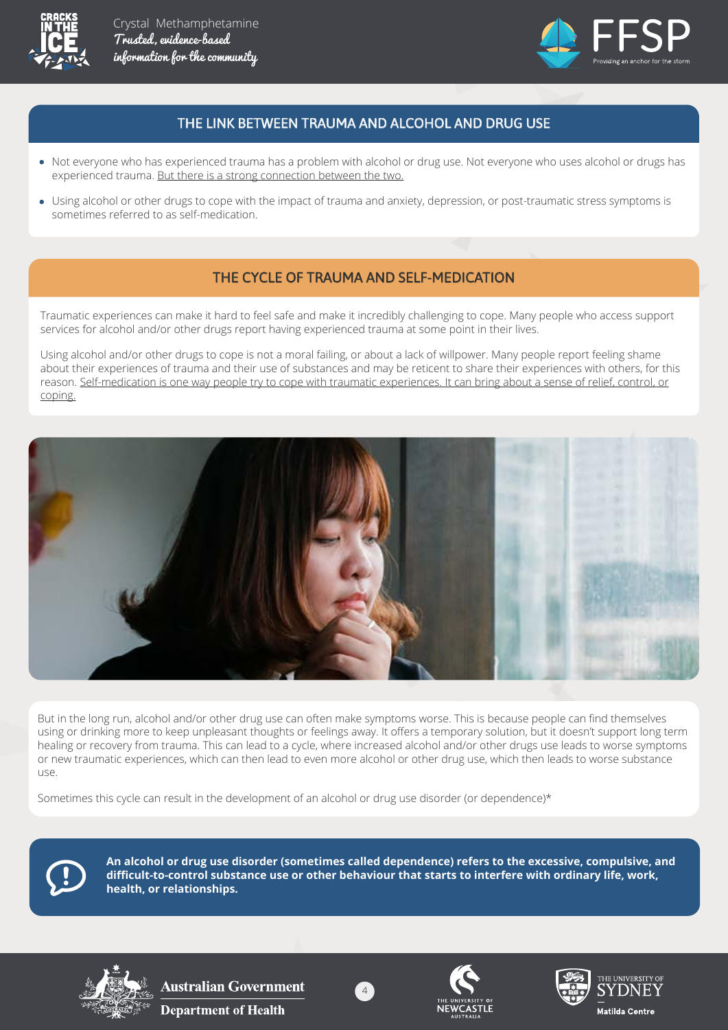## THE LINK BETWEEN TRAUMA AND ALCOHOL AND DRUG USE

- Not everyone who has experienced trauma has a problem with alcohol or drug use. Not everyone who uses alcohol or drugs has experienced trauma. But there is a strong connection between the two.
- Using alcohol or other drugs to cope with the impact of trauma and anxiety, depression, or post-traumatic stress symptoms is sometimes referred to as self-medication.

## THE CYCLE OF TRAUMA AND SELF-MEDICATION

Traumatic experiences can make it hard to feel safe and make it incredibly challenging to cope. Many people who access support services for alcohol and/or other drugs report having experienced trauma at some point in their lives.

Using alcohol and/or other drugs to cope is not a moral failing, or about a lack of willpower. Many people report feeling shame about their experiences of trauma and their use of substances and may be reticent to share their experiences with others, for this reason. Self-medication is one way people try to cope with traumatic experiences. It can bring about a sense of relief, control, or coping.

But in the long run, alcohol and/or other drug use can often make symptoms worse. This is because people can find themselves using or drinking more to keep unpleasant thoughts or feelings away. It offers a temporary solution, but it doesn't support long term healing or recovery from trauma. This can lead to a cycle, where increased alcohol and/or other drugs use leads to worse symptoms or new traumatic experiences, which can then lead to even more alcohol or other drug use, which then leads to worse substance use.

Sometimes this cycle can result in the development of an alcohol or drug use disorder (or dependence)*

**An alcohol or drug use disorder (sometimes called dependence) refers to the excessive, compulsive, and difficult-to-control substance use or other behaviour that starts to interfere with ordinary life, work, health, or relationships.**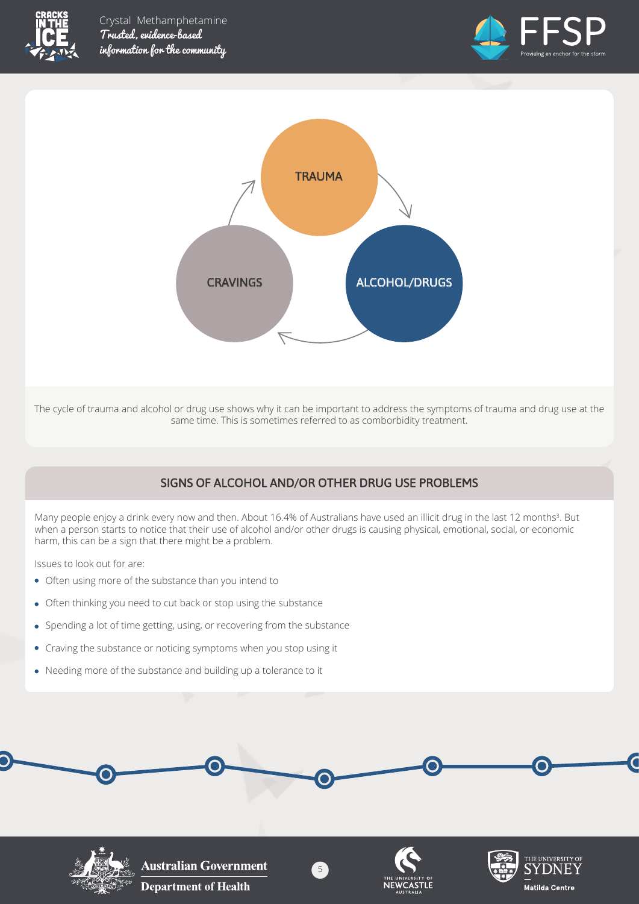TRAUMA → ALCOHOL/DRUGS → CRAVINGS → TRAUMA

The cycle of trauma and alcohol or drug use shows why it can be important to address the symptoms of trauma and drug use at the same time. This is sometimes referred to as comborbidity treatment.

## SIGNS OF ALCOHOL AND/OR OTHER DRUG USE PROBLEMS

Many people enjoy a drink every now and then. About 16.4% of Australians have used an illicit drug in the last 12 months[3]. But when a person starts to notice that their use of alcohol and/or other drugs is causing physical, emotional, social, or economic harm, this can be a sign that there might be a problem.

Issues to look out for are:

- Often using more of the substance than you intend to
- Often thinking you need to cut back or stop using the substance
- Spending a lot of time getting, using, or recovering from the substance
- Craving the substance or noticing symptoms when you stop using it
- Needing more of the substance and building up a tolerance to it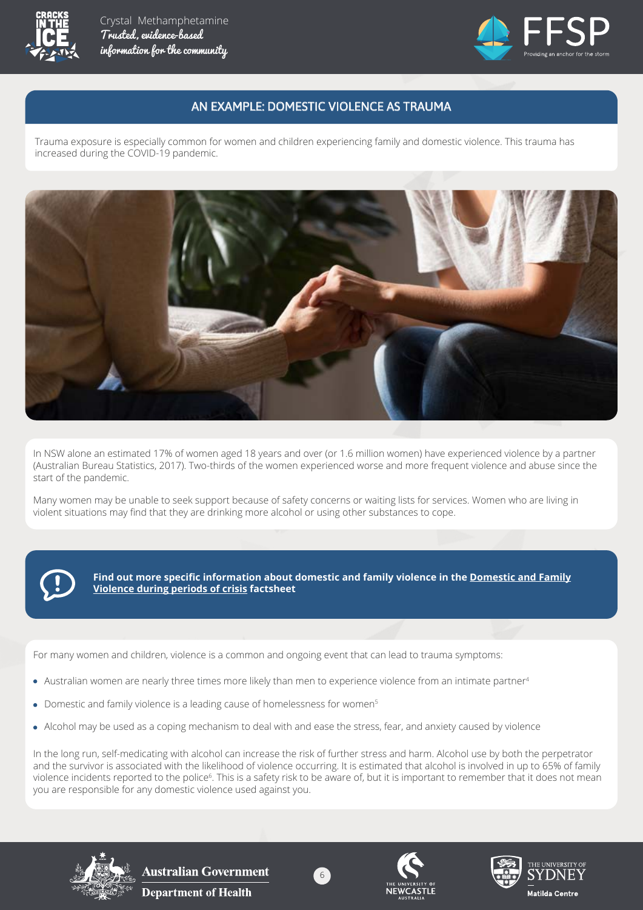## AN EXAMPLE: DOMESTIC VIOLENCE AS TRAUMA

Trauma exposure is especially common for women and children experiencing family and domestic violence. This trauma has increased during the COVID-19 pandemic.

In NSW alone an estimated 17% of women aged 18 years and over (or 1.6 million women) have experienced violence by a partner (Australian Bureau Statistics, 2017). Two-thirds of the women experienced worse and more frequent violence and abuse since the start of the pandemic.

Many women may be unable to seek support because of safety concerns or waiting lists for services. Women who are living in violent situations may find that they are drinking more alcohol or using other substances to cope.

**Find out more specific information about domestic and family violence in the Domestic and Family Violence during periods of crisis factsheet**

For many women and children, violence is a common and ongoing event that can lead to trauma symptoms:

- Australian women are nearly three times more likely than men to experience violence from an intimate partner[4]
- Domestic and family violence is a leading cause of homelessness for women[5]
- Alcohol may be used as a coping mechanism to deal with and ease the stress, fear, and anxiety caused by violence

In the long run, self-medicating with alcohol can increase the risk of further stress and harm. Alcohol use by both the perpetrator and the survivor is associated with the likelihood of violence occurring. It is estimated that alcohol is involved in up to 65% of family violence incidents reported to the police[6]. This is a safety risk to be aware of, but it is important to remember that it does not mean you are responsible for any domestic violence used against you.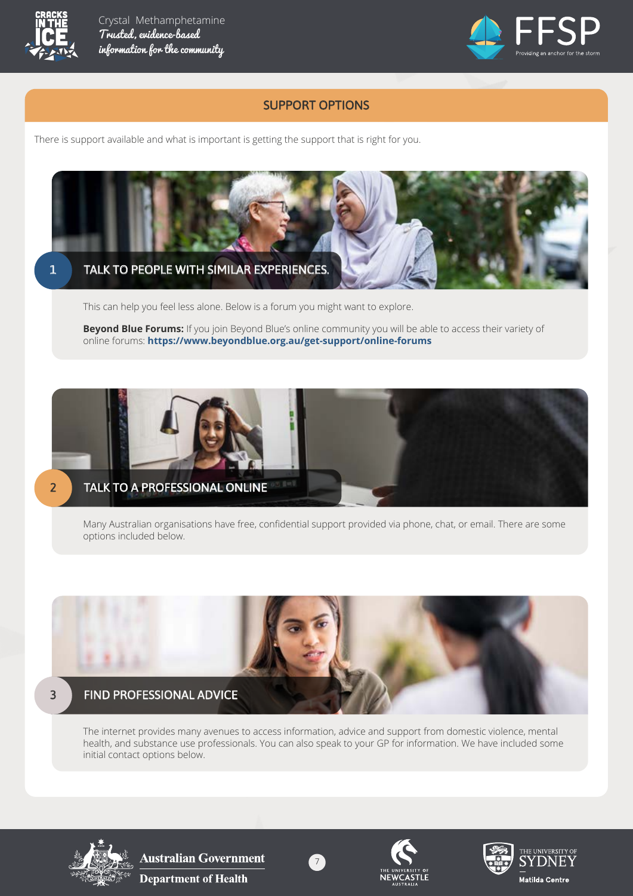## SUPPORT OPTIONS

There is support available and what is important is getting the support that is right for you.

### 1 TALK TO PEOPLE WITH SIMILAR EXPERIENCES.

This can help you feel less alone. Below is a forum you might want to explore.

**Beyond Blue Forums:** If you join Beyond Blue's online community you will be able to access their variety of online forums: **https://www.beyondblue.org.au/get-support/online-forums**

### 2 TALK TO A PROFESSIONAL ONLINE

Many Australian organisations have free, confidential support provided via phone, chat, or email. There are some options included below.

### 3 FIND PROFESSIONAL ADVICE

The internet provides many avenues to access information, advice and support from domestic violence, mental health, and substance use professionals. You can also speak to your GP for information. We have included some initial contact options below.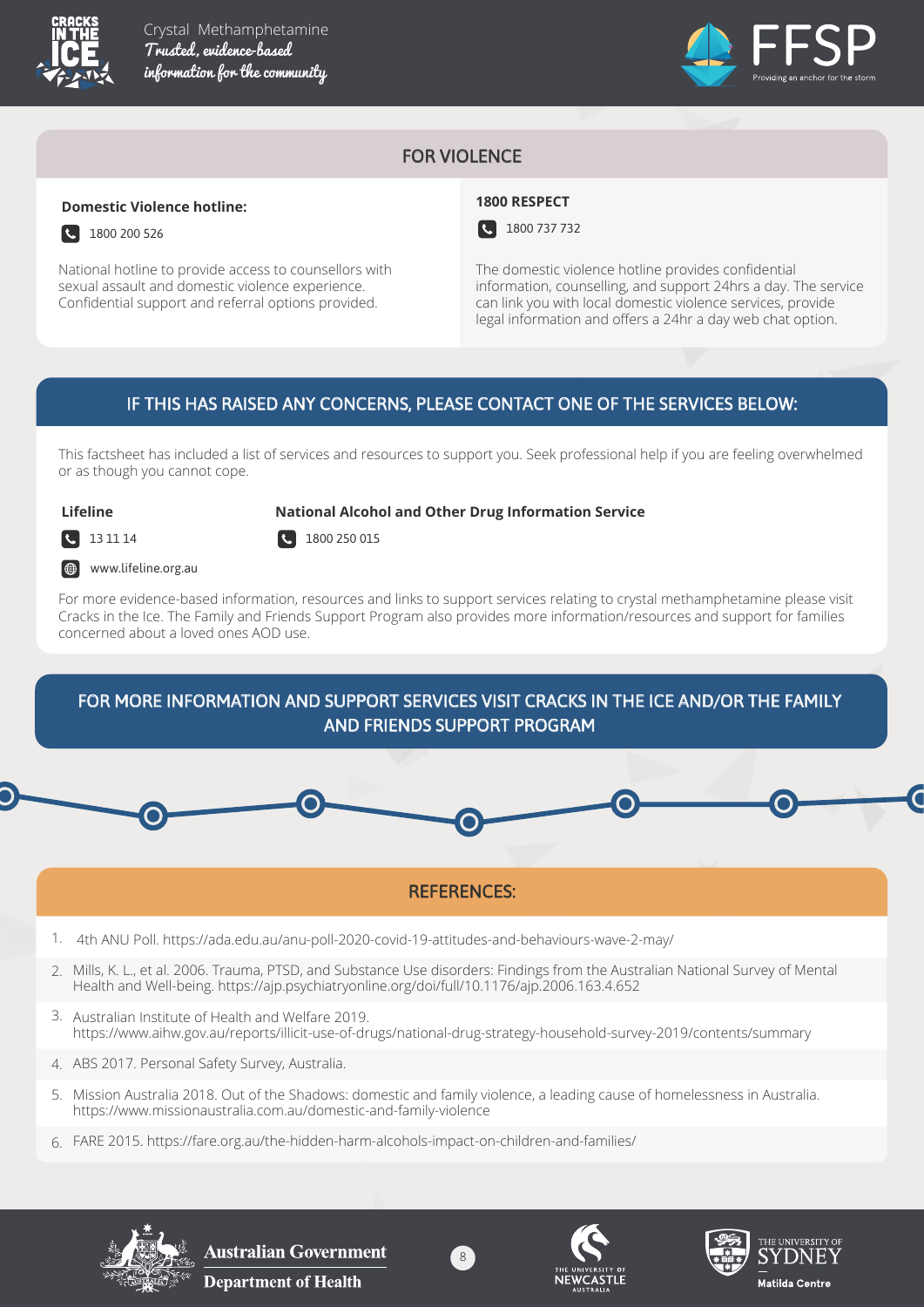## FOR VIOLENCE

**Domestic Violence hotline:**

1800 200 526

National hotline to provide access to counsellors with sexual assault and domestic violence experience. Confidential support and referral options provided.

**1800 RESPECT**

1800 737 732

The domestic violence hotline provides confidential information, counselling, and support 24hrs a day. The service can link you with local domestic violence services, provide legal information and offers a 24hr a day web chat option.

## IF THIS HAS RAISED ANY CONCERNS, PLEASE CONTACT ONE OF THE SERVICES BELOW:

This factsheet has included a list of services and resources to support you. Seek professional help if you are feeling overwhelmed or as though you cannot cope.

**Lifeline**

13 11 14

www.lifeline.org.au

**National Alcohol and Other Drug Information Service**

1800 250 015

For more evidence-based information, resources and links to support services relating to crystal methamphetamine please visit Cracks in the Ice. The Family and Friends Support Program also provides more information/resources and support for families concerned about a loved ones AOD use.

## FOR MORE INFORMATION AND SUPPORT SERVICES VISIT CRACKS IN THE ICE AND/OR THE FAMILY AND FRIENDS SUPPORT PROGRAM

## REFERENCES:

1. 4th ANU Poll. https://ada.edu.au/anu-poll-2020-covid-19-attitudes-and-behaviours-wave-2-may/
2. Mills, K. L., et al. 2006. Trauma, PTSD, and Substance Use disorders: Findings from the Australian National Survey of Mental Health and Well-being. https://ajp.psychiatryonline.org/doi/full/10.1176/ajp.2006.163.4.652
3. Australian Institute of Health and Welfare 2019. https://www.aihw.gov.au/reports/illicit-use-of-drugs/national-drug-strategy-household-survey-2019/contents/summary
4. ABS 2017. Personal Safety Survey, Australia.
5. Mission Australia 2018. Out of the Shadows: domestic and family violence, a leading cause of homelessness in Australia. https://www.missionaustralia.com.au/domestic-and-family-violence
6. FARE 2015. https://fare.org.au/the-hidden-harm-alcohols-impact-on-children-and-families/